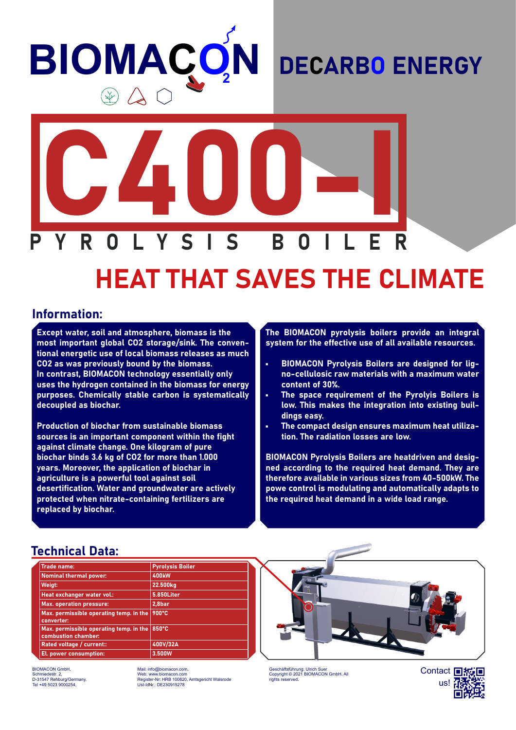# BIOMACON

## DECARBO ENERGY

# C400-I

## PYROLYSIS BOILER

## HEAT THAT SAVES THE CLIMATE

### Information:

**Except water, soil and atmosphere, biomass is the most important global CO2 storage/sink. The conventional energetic use of local biomass releases as much CO2 as was previously bound by the biomass. In contrast, BIOMACON technology essentially only uses the hydrogen contained in the biomass for energy purposes. Chemically stable carbon is systematically decoupled as biochar.**

**Production of biochar from sustainable biomass sources is an important component within the fight against climate change. One kilogram of pure biochar binds 3.6 kg of CO2 for more than 1.000 years. Moreover, the application of biochar in agriculture is a powerful tool against soil desertification. Water and groundwater are actively protected when nitrate-containing fertilizers are replaced by biochar.**

**The BIOMACON pyrolysis boilers provide an integral system for the effective use of all available resources.**

- **BIOMACON Pyrolysis Boilers are designed for ligno-cellulosic raw materials with a maximum water content of 30%.**
- **The space requirement of the Pyrolyis Boilers is low. This makes the integration into existing buildings easy.**
- **The compact design ensures maximum heat utilization. The radiation losses are low.**

**BIOMACON Pyrolysis Boilers are heatdriven and designed according to the required heat demand. They are therefore available in various sizes from 40-500kW. The powe control is modulating and automatically adapts to the required heat demand in a wide load range.**

### Technical Data:

| Trade name: | Pyrolysis Boiler |
|---|---|
| Nominal thermal power: | 400kW |
| Weigt: | 22.500kg |
| Heat exchanger water vol.: | 5.850Liter |
| Max. operation pressure: | 2,8bar |
| Max. permissible operating temp. in the converter: | 900°C |
| Max. permissible operating temp. in the combustion chamber: | 850°C |
| Rated voltage / current:: | 400V/32A |
| El. power consumption: | 3.500W |

BIOMACON GmbH,
Schmiedestr. 2,
D-31547 Rehburg/Germany,
Tel +49 5023 9000254,

Mail: info@biomacon.com,
Web: www.biomacon.com
Register-Nr: HRB 100820, Amtsgericht Walsrode
Ust-IdNr.: DE230915278

Geschäftsführung: Ulrich Suer
Copyright © 2021 BIOMACON GmbH. All rights reserved.

Contact us!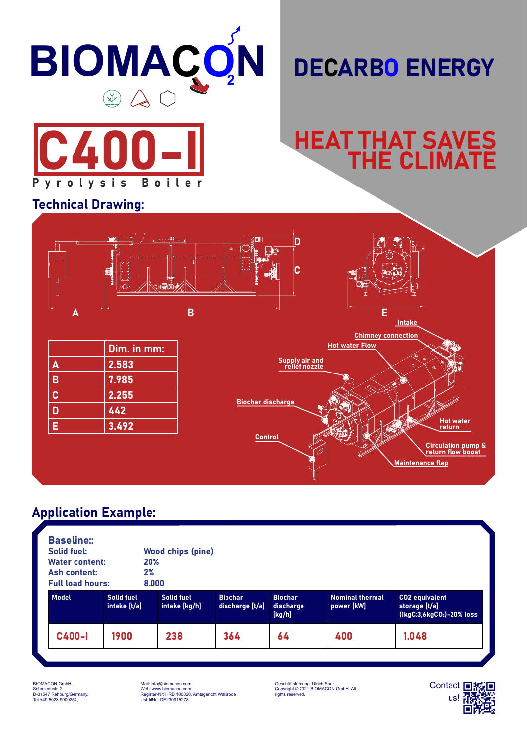# BIOMACON

# DECARBO ENERGY

# C400-I

Pyrolysis Boiler

## HEAT THAT SAVES THE CLIMATE

## Technical Drawing:

A

B

C

D

E

Intake

Chimney connection

Hot water Flow

Supply air and relief nozzle

Biochar discharge

Control

Hot water return

Circulation pump & return flow boost

Maintenance flap

| | Dim. in mm: |
|---|---|
| A | 2.583 |
| B | 7.985 |
| C | 2.255 |
| D | 442 |
| E | 3.492 |

## Application Example:

**Baseline::**

**Solid fuel:** Wood chips (pine)
**Water content:** 20%
**Ash content:** 2%
**Full load hours:** 8.000

| Model | Solid fuel intake [t/a] | Solid fuel intake [kg/h] | Biochar discharge [t/a] | Biochar discharge [kg/h] | Nominal thermal power [kW] | CO2 equivalent storage [t/a] (1kgC:3,6kgCO₂)-20% loss |
|---|---|---|---|---|---|---|
| C400-I | 1900 | 238 | 364 | 64 | 400 | 1.048 |

BIOMACON GmbH,
Schmiedestr. 2,
D-31547 Rehburg/Germany,
Tel +49 5023 9000254,

Mail: info@biomacon.com,
Web: www.biomacon.com
Register-Nr: HRB 100820, Amtsgericht Walsrode
Ust-IdNr.: DE230915278

Geschäftsführung: Ulrich Suer
Copyright © 2021 BIOMACON GmbH. All rights reserved.

Contact us!